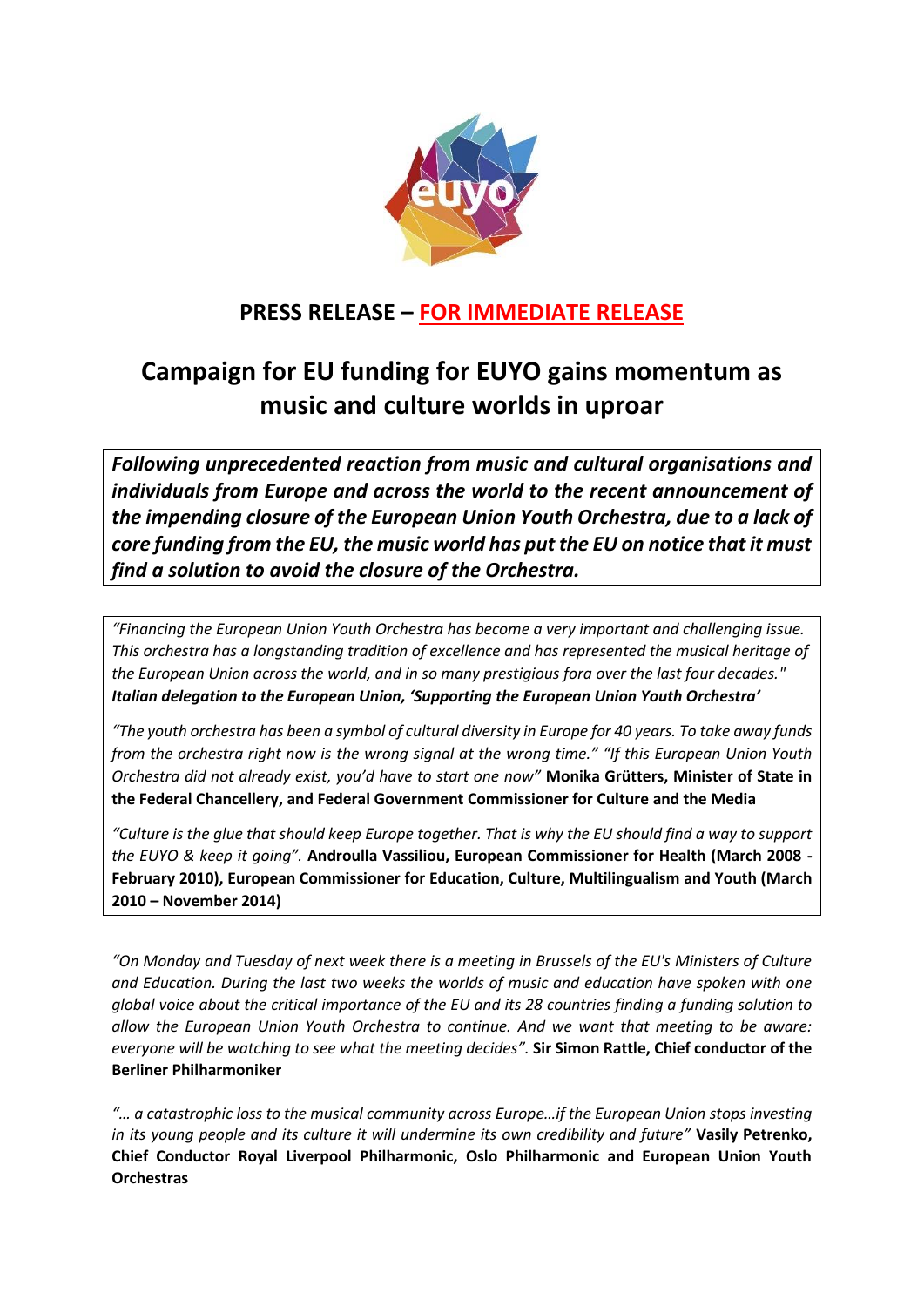euyo

**PRESS RELEASE – FOR IMMEDIATE RELEASE**

# Campaign for EU funding for EUYO gains momentum as music and culture worlds in uproar

***Following unprecedented reaction from music and cultural organisations and individuals from Europe and across the world to the recent announcement of the impending closure of the European Union Youth Orchestra, due to a lack of core funding from the EU, the music world has put the EU on notice that it must find a solution to avoid the closure of the Orchestra.***

*"Financing the European Union Youth Orchestra has become a very important and challenging issue. This orchestra has a longstanding tradition of excellence and has represented the musical heritage of the European Union across the world, and in so many prestigious fora over the last four decades."* ***Italian delegation to the European Union, 'Supporting the European Union Youth Orchestra'***

*"The youth orchestra has been a symbol of cultural diversity in Europe for 40 years. To take away funds from the orchestra right now is the wrong signal at the wrong time." "If this European Union Youth Orchestra did not already exist, you'd have to start one now"* **Monika Grütters, Minister of State in the Federal Chancellery, and Federal Government Commissioner for Culture and the Media**

*"Culture is the glue that should keep Europe together. That is why the EU should find a way to support the EUYO & keep it going".* **Androulla Vassiliou, European Commissioner for Health (March 2008 - February 2010), European Commissioner for Education, Culture, Multilingualism and Youth (March 2010 – November 2014)**

*"On Monday and Tuesday of next week there is a meeting in Brussels of the EU's Ministers of Culture and Education. During the last two weeks the worlds of music and education have spoken with one global voice about the critical importance of the EU and its 28 countries finding a funding solution to allow the European Union Youth Orchestra to continue. And we want that meeting to be aware: everyone will be watching to see what the meeting decides".* **Sir Simon Rattle, Chief conductor of the Berliner Philharmoniker**

*"… a catastrophic loss to the musical community across Europe…if the European Union stops investing in its young people and its culture it will undermine its own credibility and future"* **Vasily Petrenko, Chief Conductor Royal Liverpool Philharmonic, Oslo Philharmonic and European Union Youth Orchestras**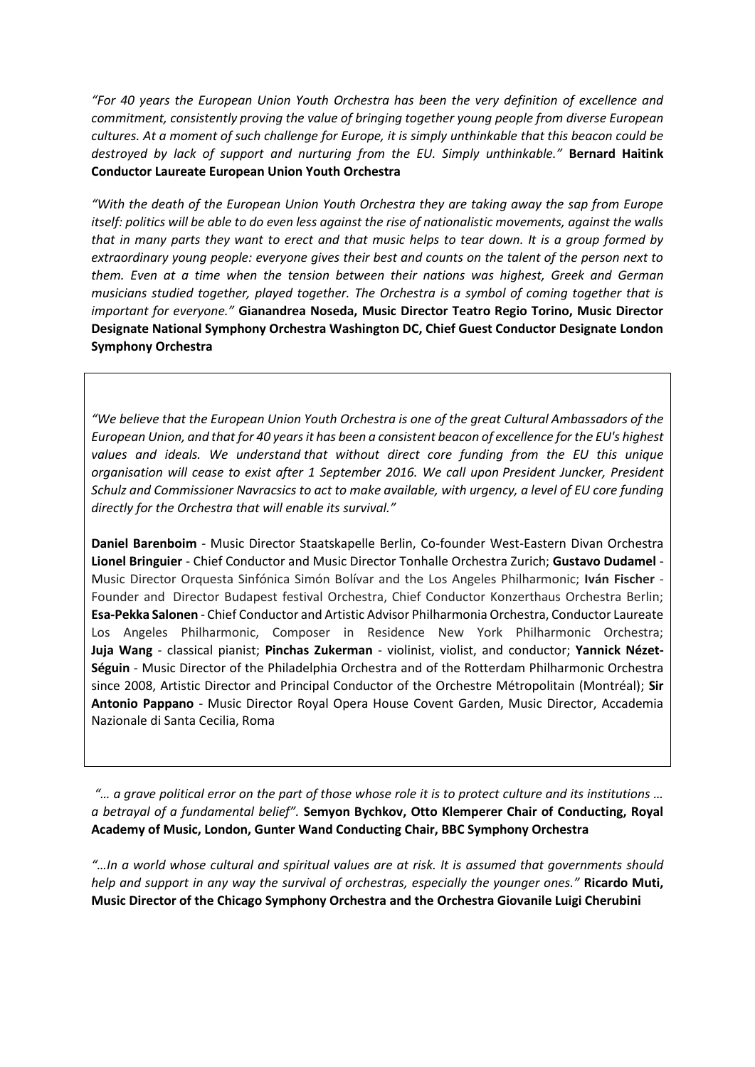*"For 40 years the European Union Youth Orchestra has been the very definition of excellence and commitment, consistently proving the value of bringing together young people from diverse European cultures. At a moment of such challenge for Europe, it is simply unthinkable that this beacon could be destroyed by lack of support and nurturing from the EU. Simply unthinkable."* **Bernard Haitink Conductor Laureate European Union Youth Orchestra**

*"With the death of the European Union Youth Orchestra they are taking away the sap from Europe itself: politics will be able to do even less against the rise of nationalistic movements, against the walls that in many parts they want to erect and that music helps to tear down. It is a group formed by extraordinary young people: everyone gives their best and counts on the talent of the person next to them. Even at a time when the tension between their nations was highest, Greek and German musicians studied together, played together. The Orchestra is a symbol of coming together that is important for everyone."* **Gianandrea Noseda, Music Director Teatro Regio Torino, Music Director Designate National Symphony Orchestra Washington DC, Chief Guest Conductor Designate London Symphony Orchestra**

*"We believe that the European Union Youth Orchestra is one of the great Cultural Ambassadors of the European Union, and that for 40 years it has been a consistent beacon of excellence for the EU's highest values and ideals. We understand that without direct core funding from the EU this unique organisation will cease to exist after 1 September 2016. We call upon President Juncker, President Schulz and Commissioner Navracsics to act to make available, with urgency, a level of EU core funding directly for the Orchestra that will enable its survival."*

**Daniel Barenboim** - Music Director Staatskapelle Berlin, Co-founder West-Eastern Divan Orchestra **Lionel Bringuier** - Chief Conductor and Music Director Tonhalle Orchestra Zurich; **Gustavo Dudamel** - Music Director Orquesta Sinfónica Simón Bolívar and the Los Angeles Philharmonic; **Iván Fischer** - Founder and Director Budapest festival Orchestra, Chief Conductor Konzerthaus Orchestra Berlin; **Esa-Pekka Salonen** - Chief Conductor and Artistic Advisor Philharmonia Orchestra, Conductor Laureate Los Angeles Philharmonic, Composer in Residence New York Philharmonic Orchestra; **Juja Wang** - classical pianist; **Pinchas Zukerman** - violinist, violist, and conductor; **Yannick Nézet-Séguin** - Music Director of the Philadelphia Orchestra and of the Rotterdam Philharmonic Orchestra since 2008, Artistic Director and Principal Conductor of the Orchestre Métropolitain (Montréal); **Sir Antonio Pappano** - Music Director Royal Opera House Covent Garden, Music Director, Accademia Nazionale di Santa Cecilia, Roma

*"… a grave political error on the part of those whose role it is to protect culture and its institutions … a betrayal of a fundamental belief".* **Semyon Bychkov, Otto Klemperer Chair of Conducting, Royal Academy of Music, London, Gunter Wand Conducting Chair, BBC Symphony Orchestra**

*"…In a world whose cultural and spiritual values are at risk. It is assumed that governments should help and support in any way the survival of orchestras, especially the younger ones."* **Ricardo Muti, Music Director of the Chicago Symphony Orchestra and the Orchestra Giovanile Luigi Cherubini**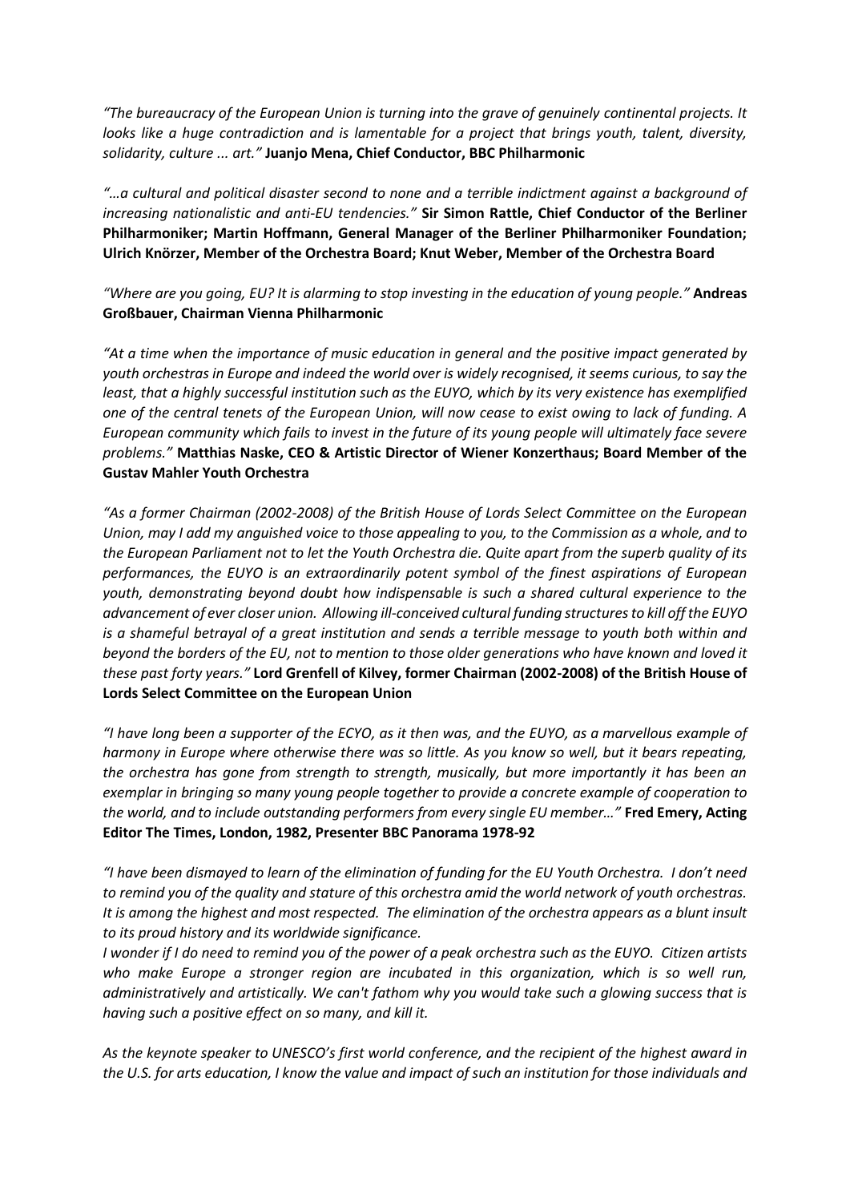*"The bureaucracy of the European Union is turning into the grave of genuinely continental projects. It looks like a huge contradiction and is lamentable for a project that brings youth, talent, diversity, solidarity, culture ... art."* **Juanjo Mena, Chief Conductor, BBC Philharmonic**

*"…a cultural and political disaster second to none and a terrible indictment against a background of increasing nationalistic and anti-EU tendencies."* **Sir Simon Rattle, Chief Conductor of the Berliner Philharmoniker; Martin Hoffmann, General Manager of the Berliner Philharmoniker Foundation; Ulrich Knörzer, Member of the Orchestra Board; Knut Weber, Member of the Orchestra Board**

*"Where are you going, EU? It is alarming to stop investing in the education of young people."* **Andreas Großbauer, Chairman Vienna Philharmonic**

*"At a time when the importance of music education in general and the positive impact generated by youth orchestras in Europe and indeed the world over is widely recognised, it seems curious, to say the least, that a highly successful institution such as the EUYO, which by its very existence has exemplified one of the central tenets of the European Union, will now cease to exist owing to lack of funding. A European community which fails to invest in the future of its young people will ultimately face severe problems."* **Matthias Naske, CEO & Artistic Director of Wiener Konzerthaus; Board Member of the Gustav Mahler Youth Orchestra**

*"As a former Chairman (2002-2008) of the British House of Lords Select Committee on the European Union, may I add my anguished voice to those appealing to you, to the Commission as a whole, and to the European Parliament not to let the Youth Orchestra die. Quite apart from the superb quality of its performances, the EUYO is an extraordinarily potent symbol of the finest aspirations of European youth, demonstrating beyond doubt how indispensable is such a shared cultural experience to the advancement of ever closer union. Allowing ill-conceived cultural funding structures to kill off the EUYO is a shameful betrayal of a great institution and sends a terrible message to youth both within and beyond the borders of the EU, not to mention to those older generations who have known and loved it these past forty years."* **Lord Grenfell of Kilvey, former Chairman (2002-2008) of the British House of Lords Select Committee on the European Union**

*"I have long been a supporter of the ECYO, as it then was, and the EUYO, as a marvellous example of harmony in Europe where otherwise there was so little. As you know so well, but it bears repeating, the orchestra has gone from strength to strength, musically, but more importantly it has been an exemplar in bringing so many young people together to provide a concrete example of cooperation to the world, and to include outstanding performers from every single EU member…"* **Fred Emery, Acting Editor The Times, London, 1982, Presenter BBC Panorama 1978-92**

*"I have been dismayed to learn of the elimination of funding for the EU Youth Orchestra. I don't need to remind you of the quality and stature of this orchestra amid the world network of youth orchestras. It is among the highest and most respected. The elimination of the orchestra appears as a blunt insult to its proud history and its worldwide significance.*

*I wonder if I do need to remind you of the power of a peak orchestra such as the EUYO. Citizen artists who make Europe a stronger region are incubated in this organization, which is so well run, administratively and artistically. We can't fathom why you would take such a glowing success that is having such a positive effect on so many, and kill it.*

*As the keynote speaker to UNESCO's first world conference, and the recipient of the highest award in the U.S. for arts education, I know the value and impact of such an institution for those individuals and*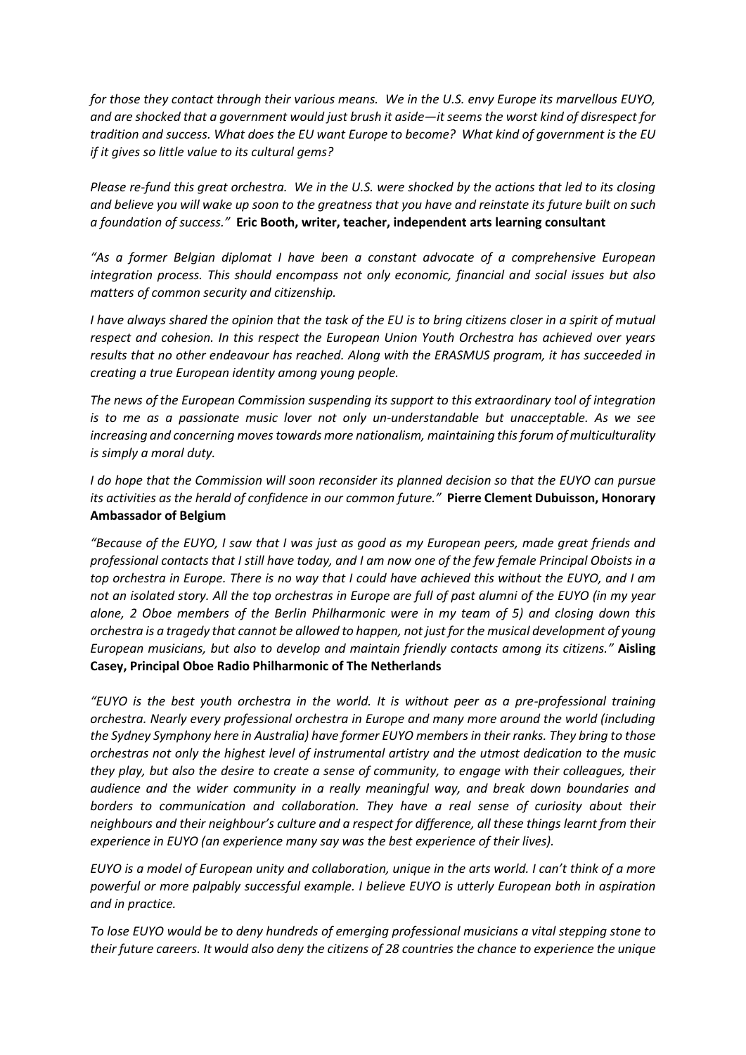*for those they contact through their various means. We in the U.S. envy Europe its marvellous EUYO, and are shocked that a government would just brush it aside—it seems the worst kind of disrespect for tradition and success. What does the EU want Europe to become? What kind of government is the EU if it gives so little value to its cultural gems?*

*Please re-fund this great orchestra. We in the U.S. were shocked by the actions that led to its closing and believe you will wake up soon to the greatness that you have and reinstate its future built on such a foundation of success."* **Eric Booth, writer, teacher, independent arts learning consultant**

*"As a former Belgian diplomat I have been a constant advocate of a comprehensive European integration process. This should encompass not only economic, financial and social issues but also matters of common security and citizenship.*

*I have always shared the opinion that the task of the EU is to bring citizens closer in a spirit of mutual respect and cohesion. In this respect the European Union Youth Orchestra has achieved over years results that no other endeavour has reached. Along with the ERASMUS program, it has succeeded in creating a true European identity among young people.*

*The news of the European Commission suspending its support to this extraordinary tool of integration is to me as a passionate music lover not only un-understandable but unacceptable. As we see increasing and concerning moves towards more nationalism, maintaining this forum of multiculturality is simply a moral duty.*

*I do hope that the Commission will soon reconsider its planned decision so that the EUYO can pursue its activities as the herald of confidence in our common future."* **Pierre Clement Dubuisson, Honorary Ambassador of Belgium**

*"Because of the EUYO, I saw that I was just as good as my European peers, made great friends and professional contacts that I still have today, and I am now one of the few female Principal Oboists in a top orchestra in Europe. There is no way that I could have achieved this without the EUYO, and I am not an isolated story. All the top orchestras in Europe are full of past alumni of the EUYO (in my year alone, 2 Oboe members of the Berlin Philharmonic were in my team of 5) and closing down this orchestra is a tragedy that cannot be allowed to happen, not just for the musical development of young European musicians, but also to develop and maintain friendly contacts among its citizens."* **Aisling Casey, Principal Oboe Radio Philharmonic of The Netherlands**

*"EUYO is the best youth orchestra in the world. It is without peer as a pre-professional training orchestra. Nearly every professional orchestra in Europe and many more around the world (including the Sydney Symphony here in Australia) have former EUYO members in their ranks. They bring to those orchestras not only the highest level of instrumental artistry and the utmost dedication to the music they play, but also the desire to create a sense of community, to engage with their colleagues, their audience and the wider community in a really meaningful way, and break down boundaries and borders to communication and collaboration. They have a real sense of curiosity about their neighbours and their neighbour's culture and a respect for difference, all these things learnt from their experience in EUYO (an experience many say was the best experience of their lives).*

*EUYO is a model of European unity and collaboration, unique in the arts world. I can't think of a more powerful or more palpably successful example. I believe EUYO is utterly European both in aspiration and in practice.*

*To lose EUYO would be to deny hundreds of emerging professional musicians a vital stepping stone to their future careers. It would also deny the citizens of 28 countries the chance to experience the unique*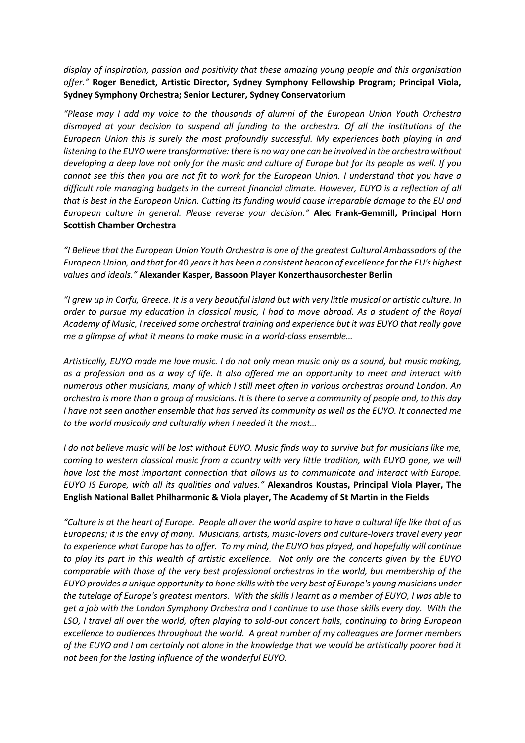*display of inspiration, passion and positivity that these amazing young people and this organisation offer."* **Roger Benedict, Artistic Director, Sydney Symphony Fellowship Program; Principal Viola, Sydney Symphony Orchestra; Senior Lecturer, Sydney Conservatorium**

*"Please may I add my voice to the thousands of alumni of the European Union Youth Orchestra dismayed at your decision to suspend all funding to the orchestra. Of all the institutions of the European Union this is surely the most profoundly successful. My experiences both playing in and listening to the EUYO were transformative: there is no way one can be involved in the orchestra without developing a deep love not only for the music and culture of Europe but for its people as well. If you cannot see this then you are not fit to work for the European Union. I understand that you have a difficult role managing budgets in the current financial climate. However, EUYO is a reflection of all that is best in the European Union. Cutting its funding would cause irreparable damage to the EU and European culture in general. Please reverse your decision."* **Alec Frank-Gemmill, Principal Horn Scottish Chamber Orchestra**

*"I Believe that the European Union Youth Orchestra is one of the greatest Cultural Ambassadors of the European Union, and that for 40 years it has been a consistent beacon of excellence for the EU's highest values and ideals."* **Alexander Kasper, Bassoon Player Konzerthausorchester Berlin**

*"I grew up in Corfu, Greece. It is a very beautiful island but with very little musical or artistic culture. In order to pursue my education in classical music, I had to move abroad. As a student of the Royal Academy of Music, I received some orchestral training and experience but it was EUYO that really gave me a glimpse of what it means to make music in a world-class ensemble…*

*Artistically, EUYO made me love music. I do not only mean music only as a sound, but music making, as a profession and as a way of life. It also offered me an opportunity to meet and interact with numerous other musicians, many of which I still meet often in various orchestras around London. An orchestra is more than a group of musicians. It is there to serve a community of people and, to this day I have not seen another ensemble that has served its community as well as the EUYO. It connected me to the world musically and culturally when I needed it the most…*

*I do not believe music will be lost without EUYO. Music finds way to survive but for musicians like me, coming to western classical music from a country with very little tradition, with EUYO gone, we will have lost the most important connection that allows us to communicate and interact with Europe. EUYO IS Europe, with all its qualities and values."* **Alexandros Koustas, Principal Viola Player, The English National Ballet Philharmonic & Viola player, The Academy of St Martin in the Fields**

*"Culture is at the heart of Europe. People all over the world aspire to have a cultural life like that of us Europeans; it is the envy of many. Musicians, artists, music-lovers and culture-lovers travel every year to experience what Europe has to offer. To my mind, the EUYO has played, and hopefully will continue to play its part in this wealth of artistic excellence. Not only are the concerts given by the EUYO comparable with those of the very best professional orchestras in the world, but membership of the EUYO provides a unique opportunity to hone skills with the very best of Europe's young musicians under the tutelage of Europe's greatest mentors. With the skills I learnt as a member of EUYO, I was able to get a job with the London Symphony Orchestra and I continue to use those skills every day. With the LSO, I travel all over the world, often playing to sold-out concert halls, continuing to bring European excellence to audiences throughout the world. A great number of my colleagues are former members of the EUYO and I am certainly not alone in the knowledge that we would be artistically poorer had it not been for the lasting influence of the wonderful EUYO.*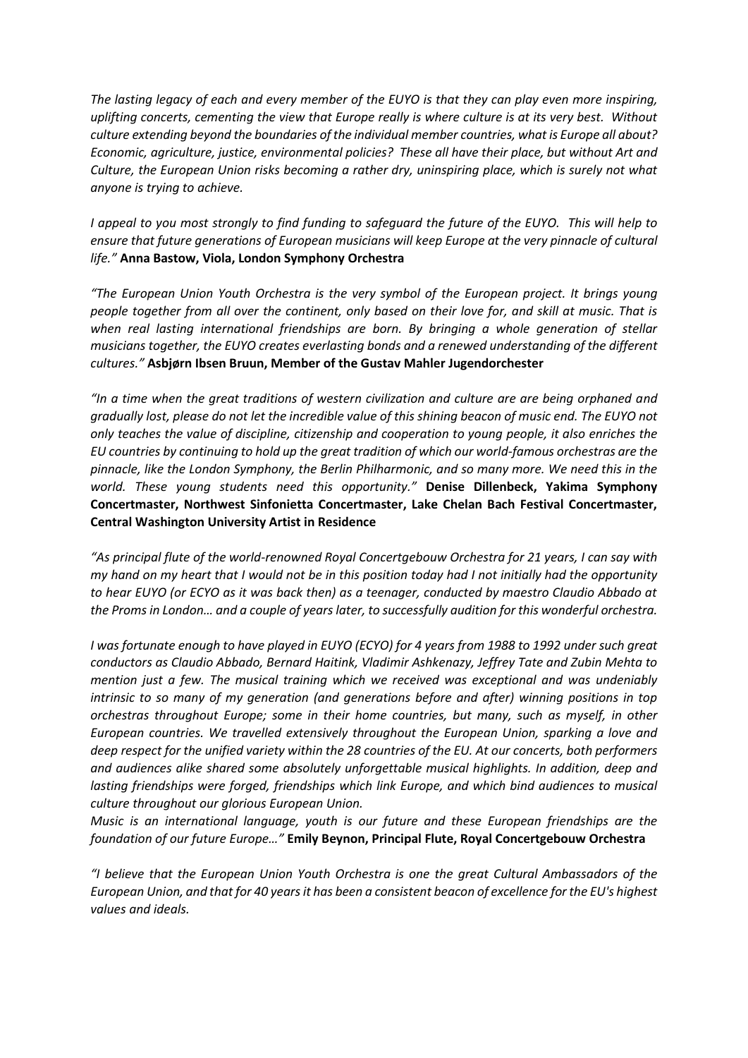*The lasting legacy of each and every member of the EUYO is that they can play even more inspiring, uplifting concerts, cementing the view that Europe really is where culture is at its very best. Without culture extending beyond the boundaries of the individual member countries, what is Europe all about? Economic, agriculture, justice, environmental policies? These all have their place, but without Art and Culture, the European Union risks becoming a rather dry, uninspiring place, which is surely not what anyone is trying to achieve.*

*I appeal to you most strongly to find funding to safeguard the future of the EUYO. This will help to ensure that future generations of European musicians will keep Europe at the very pinnacle of cultural life."* **Anna Bastow, Viola, London Symphony Orchestra**

*"The European Union Youth Orchestra is the very symbol of the European project. It brings young people together from all over the continent, only based on their love for, and skill at music. That is when real lasting international friendships are born. By bringing a whole generation of stellar musicians together, the EUYO creates everlasting bonds and a renewed understanding of the different cultures."* **Asbjørn Ibsen Bruun, Member of the Gustav Mahler Jugendorchester**

*"In a time when the great traditions of western civilization and culture are are being orphaned and gradually lost, please do not let the incredible value of this shining beacon of music end. The EUYO not only teaches the value of discipline, citizenship and cooperation to young people, it also enriches the EU countries by continuing to hold up the great tradition of which our world-famous orchestras are the pinnacle, like the London Symphony, the Berlin Philharmonic, and so many more. We need this in the world. These young students need this opportunity."* **Denise Dillenbeck, Yakima Symphony Concertmaster, Northwest Sinfonietta Concertmaster, Lake Chelan Bach Festival Concertmaster, Central Washington University Artist in Residence**

*"As principal flute of the world-renowned Royal Concertgebouw Orchestra for 21 years, I can say with my hand on my heart that I would not be in this position today had I not initially had the opportunity to hear EUYO (or ECYO as it was back then) as a teenager, conducted by maestro Claudio Abbado at the Proms in London… and a couple of years later, to successfully audition for this wonderful orchestra.*

*I was fortunate enough to have played in EUYO (ECYO) for 4 years from 1988 to 1992 under such great conductors as Claudio Abbado, Bernard Haitink, Vladimir Ashkenazy, Jeffrey Tate and Zubin Mehta to mention just a few. The musical training which we received was exceptional and was undeniably intrinsic to so many of my generation (and generations before and after) winning positions in top orchestras throughout Europe; some in their home countries, but many, such as myself, in other European countries. We travelled extensively throughout the European Union, sparking a love and deep respect for the unified variety within the 28 countries of the EU. At our concerts, both performers and audiences alike shared some absolutely unforgettable musical highlights. In addition, deep and lasting friendships were forged, friendships which link Europe, and which bind audiences to musical culture throughout our glorious European Union.*

*Music is an international language, youth is our future and these European friendships are the foundation of our future Europe…"* **Emily Beynon, Principal Flute, Royal Concertgebouw Orchestra**

*"I believe that the European Union Youth Orchestra is one the great Cultural Ambassadors of the European Union, and that for 40 years it has been a consistent beacon of excellence for the EU's highest values and ideals.*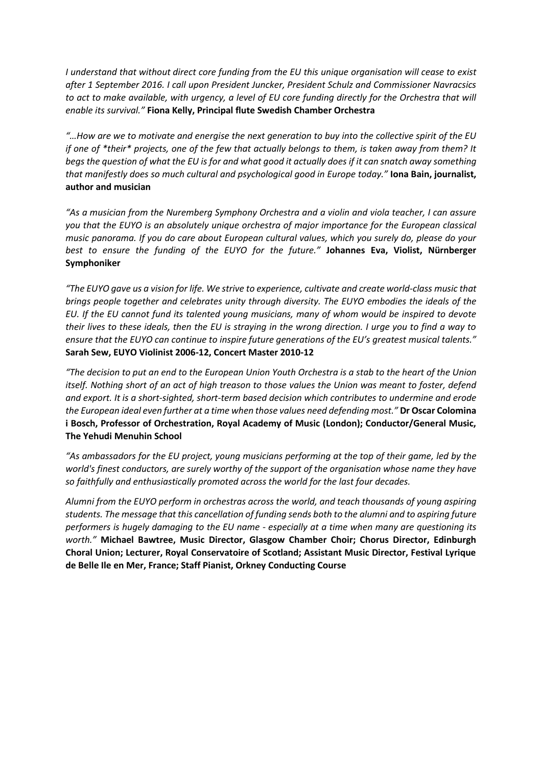*I understand that without direct core funding from the EU this unique organisation will cease to exist after 1 September 2016. I call upon President Juncker, President Schulz and Commissioner Navracsics to act to make available, with urgency, a level of EU core funding directly for the Orchestra that will enable its survival."* **Fiona Kelly, Principal flute Swedish Chamber Orchestra**

*"…How are we to motivate and energise the next generation to buy into the collective spirit of the EU if one of *their* projects, one of the few that actually belongs to them, is taken away from them? It begs the question of what the EU is for and what good it actually does if it can snatch away something that manifestly does so much cultural and psychological good in Europe today."* **Iona Bain, journalist, author and musician**

*"As a musician from the Nuremberg Symphony Orchestra and a violin and viola teacher, I can assure you that the EUYO is an absolutely unique orchestra of major importance for the European classical music panorama. If you do care about European cultural values, which you surely do, please do your best to ensure the funding of the EUYO for the future."* **Johannes Eva, Violist, Nürnberger Symphoniker**

*"The EUYO gave us a vision for life. We strive to experience, cultivate and create world-class music that brings people together and celebrates unity through diversity. The EUYO embodies the ideals of the EU. If the EU cannot fund its talented young musicians, many of whom would be inspired to devote their lives to these ideals, then the EU is straying in the wrong direction. I urge you to find a way to ensure that the EUYO can continue to inspire future generations of the EU's greatest musical talents."* **Sarah Sew, EUYO Violinist 2006-12, Concert Master 2010-12**

*"The decision to put an end to the European Union Youth Orchestra is a stab to the heart of the Union itself. Nothing short of an act of high treason to those values the Union was meant to foster, defend and export. It is a short-sighted, short-term based decision which contributes to undermine and erode the European ideal even further at a time when those values need defending most."* **Dr Oscar Colomina i Bosch, Professor of Orchestration, Royal Academy of Music (London); Conductor/General Music, The Yehudi Menuhin School**

*"As ambassadors for the EU project, young musicians performing at the top of their game, led by the world's finest conductors, are surely worthy of the support of the organisation whose name they have so faithfully and enthusiastically promoted across the world for the last four decades.*

*Alumni from the EUYO perform in orchestras across the world, and teach thousands of young aspiring students. The message that this cancellation of funding sends both to the alumni and to aspiring future performers is hugely damaging to the EU name - especially at a time when many are questioning its worth."* **Michael Bawtree, Music Director, Glasgow Chamber Choir; Chorus Director, Edinburgh Choral Union; Lecturer, Royal Conservatoire of Scotland; Assistant Music Director, Festival Lyrique de Belle Ile en Mer, France; Staff Pianist, Orkney Conducting Course**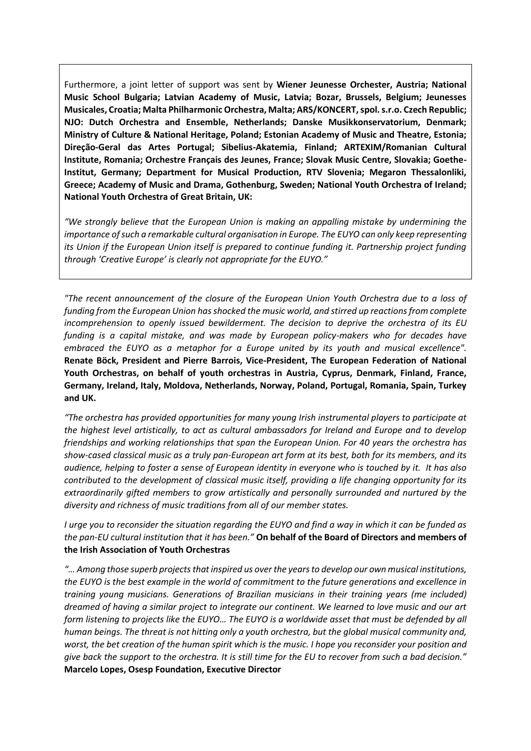Furthermore, a joint letter of support was sent by **Wiener Jeunesse Orchester, Austria; National Music School Bulgaria; Latvian Academy of Music, Latvia; Bozar, Brussels, Belgium; Jeunesses Musicales, Croatia; Malta Philharmonic Orchestra, Malta; ARS/KONCERT, spol. s.r.o. Czech Republic; NJO: Dutch Orchestra and Ensemble, Netherlands; Danske Musikkonservatorium, Denmark; Ministry of Culture & National Heritage, Poland; Estonian Academy of Music and Theatre, Estonia; Direção-Geral das Artes Portugal; Sibelius-Akatemia, Finland; ARTEXIM/Romanian Cultural Institute, Romania; Orchestre Français des Jeunes, France; Slovak Music Centre, Slovakia; Goethe-Institut, Germany; Department for Musical Production, RTV Slovenia; Megaron Thessalonliki, Greece; Academy of Music and Drama, Gothenburg, Sweden; National Youth Orchestra of Ireland; National Youth Orchestra of Great Britain, UK:**

*"We strongly believe that the European Union is making an appalling mistake by undermining the importance of such a remarkable cultural organisation in Europe. The EUYO can only keep representing its Union if the European Union itself is prepared to continue funding it. Partnership project funding through 'Creative Europe' is clearly not appropriate for the EUYO."*

*"The recent announcement of the closure of the European Union Youth Orchestra due to a loss of funding from the European Union has shocked the music world, and stirred up reactions from complete incomprehension to openly issued bewilderment. The decision to deprive the orchestra of its EU funding is a capital mistake, and was made by European policy-makers who for decades have embraced the EUYO as a metaphor for a Europe united by its youth and musical excellence".* **Renate Böck, President and Pierre Barrois, Vice-President, The European Federation of National Youth Orchestras, on behalf of youth orchestras in Austria, Cyprus, Denmark, Finland, France, Germany, Ireland, Italy, Moldova, Netherlands, Norway, Poland, Portugal, Romania, Spain, Turkey and UK.**

*"The orchestra has provided opportunities for many young Irish instrumental players to participate at the highest level artistically, to act as cultural ambassadors for Ireland and Europe and to develop friendships and working relationships that span the European Union. For 40 years the orchestra has show-cased classical music as a truly pan-European art form at its best, both for its members, and its audience, helping to foster a sense of European identity in everyone who is touched by it. It has also contributed to the development of classical music itself, providing a life changing opportunity for its extraordinarily gifted members to grow artistically and personally surrounded and nurtured by the diversity and richness of music traditions from all of our member states.*

*I urge you to reconsider the situation regarding the EUYO and find a way in which it can be funded as the pan-EU cultural institution that it has been."* **On behalf of the Board of Directors and members of the Irish Association of Youth Orchestras**

*"… Among those superb projects that inspired us over the years to develop our own musical institutions, the EUYO is the best example in the world of commitment to the future generations and excellence in training young musicians. Generations of Brazilian musicians in their training years (me included) dreamed of having a similar project to integrate our continent. We learned to love music and our art form listening to projects like the EUYO… The EUYO is a worldwide asset that must be defended by all human beings. The threat is not hitting only a youth orchestra, but the global musical community and, worst, the bet creation of the human spirit which is the music. I hope you reconsider your position and give back the support to the orchestra. It is still time for the EU to recover from such a bad decision."* **Marcelo Lopes, Osesp Foundation, Executive Director**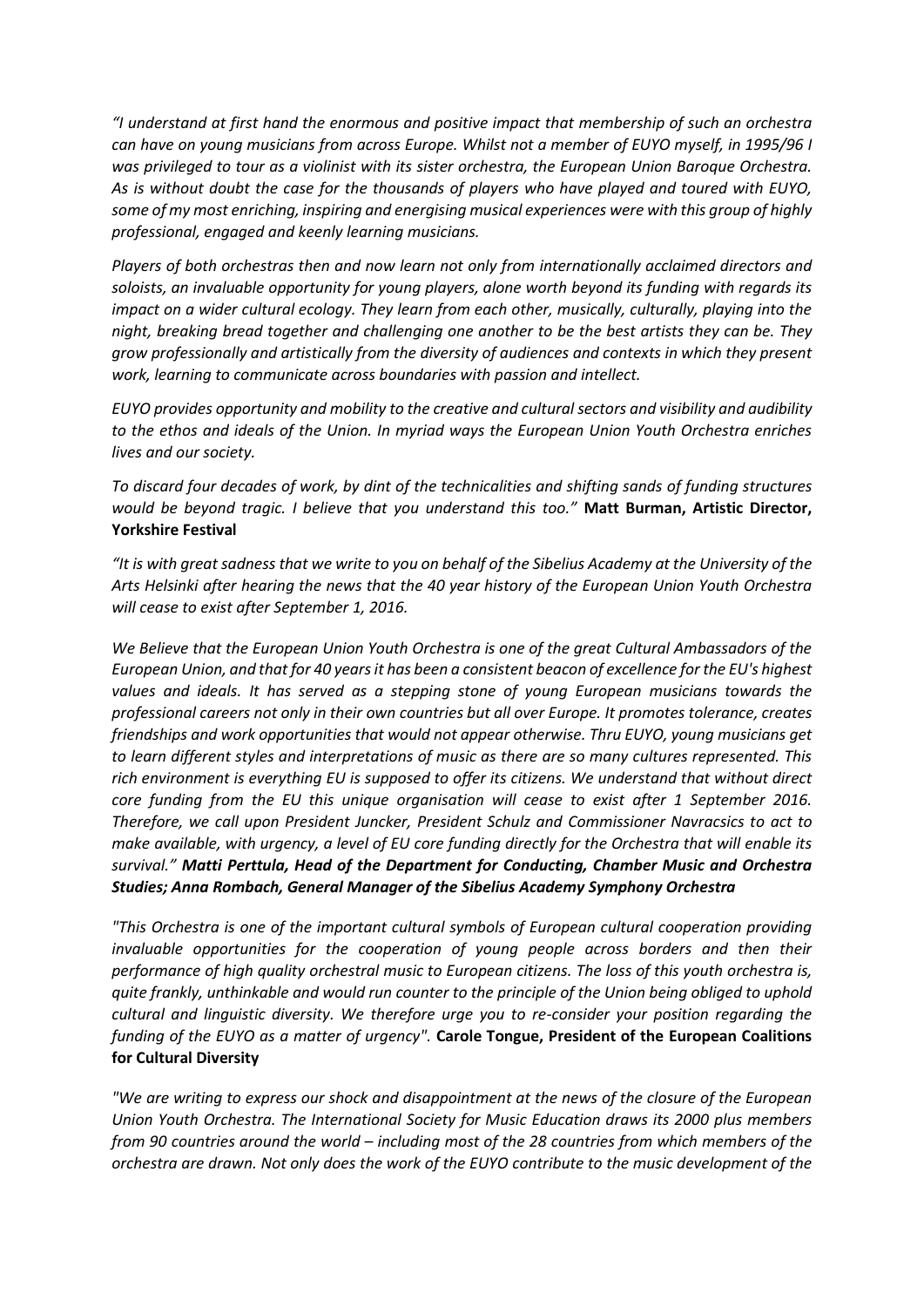*"I understand at first hand the enormous and positive impact that membership of such an orchestra can have on young musicians from across Europe. Whilst not a member of EUYO myself, in 1995/96 I was privileged to tour as a violinist with its sister orchestra, the European Union Baroque Orchestra. As is without doubt the case for the thousands of players who have played and toured with EUYO, some of my most enriching, inspiring and energising musical experiences were with this group of highly professional, engaged and keenly learning musicians.*

*Players of both orchestras then and now learn not only from internationally acclaimed directors and soloists, an invaluable opportunity for young players, alone worth beyond its funding with regards its impact on a wider cultural ecology. They learn from each other, musically, culturally, playing into the night, breaking bread together and challenging one another to be the best artists they can be. They grow professionally and artistically from the diversity of audiences and contexts in which they present work, learning to communicate across boundaries with passion and intellect.*

*EUYO provides opportunity and mobility to the creative and cultural sectors and visibility and audibility to the ethos and ideals of the Union. In myriad ways the European Union Youth Orchestra enriches lives and our society.*

*To discard four decades of work, by dint of the technicalities and shifting sands of funding structures would be beyond tragic. I believe that you understand this too."* **Matt Burman, Artistic Director, Yorkshire Festival**

*"It is with great sadness that we write to you on behalf of the Sibelius Academy at the University of the Arts Helsinki after hearing the news that the 40 year history of the European Union Youth Orchestra will cease to exist after September 1, 2016.*

*We Believe that the European Union Youth Orchestra is one of the great Cultural Ambassadors of the European Union, and that for 40 years it has been a consistent beacon of excellence for the EU's highest values and ideals. It has served as a stepping stone of young European musicians towards the professional careers not only in their own countries but all over Europe. It promotes tolerance, creates friendships and work opportunities that would not appear otherwise. Thru EUYO, young musicians get to learn different styles and interpretations of music as there are so many cultures represented. This rich environment is everything EU is supposed to offer its citizens. We understand that without direct core funding from the EU this unique organisation will cease to exist after 1 September 2016. Therefore, we call upon President Juncker, President Schulz and Commissioner Navracsics to act to make available, with urgency, a level of EU core funding directly for the Orchestra that will enable its survival."* ***Matti Perttula, Head of the Department for Conducting, Chamber Music and Orchestra Studies; Anna Rombach, General Manager of the Sibelius Academy Symphony Orchestra***

*"This Orchestra is one of the important cultural symbols of European cultural cooperation providing invaluable opportunities for the cooperation of young people across borders and then their performance of high quality orchestral music to European citizens. The loss of this youth orchestra is, quite frankly, unthinkable and would run counter to the principle of the Union being obliged to uphold cultural and linguistic diversity. We therefore urge you to re-consider your position regarding the funding of the EUYO as a matter of urgency".* **Carole Tongue, President of the European Coalitions for Cultural Diversity**

*"We are writing to express our shock and disappointment at the news of the closure of the European Union Youth Orchestra. The International Society for Music Education draws its 2000 plus members from 90 countries around the world – including most of the 28 countries from which members of the orchestra are drawn. Not only does the work of the EUYO contribute to the music development of the*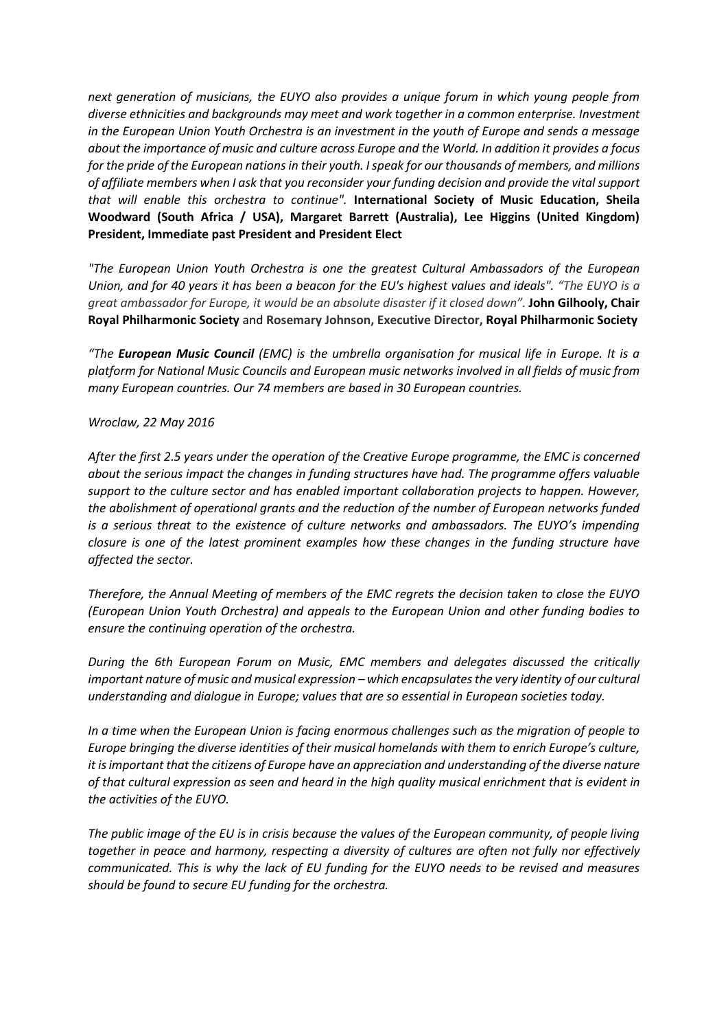*next generation of musicians, the EUYO also provides a unique forum in which young people from diverse ethnicities and backgrounds may meet and work together in a common enterprise. Investment in the European Union Youth Orchestra is an investment in the youth of Europe and sends a message about the importance of music and culture across Europe and the World. In addition it provides a focus for the pride of the European nations in their youth. I speak for our thousands of members, and millions of affiliate members when I ask that you reconsider your funding decision and provide the vital support that will enable this orchestra to continue".* **International Society of Music Education, Sheila Woodward (South Africa / USA), Margaret Barrett (Australia), Lee Higgins (United Kingdom) President, Immediate past President and President Elect**

*"The European Union Youth Orchestra is one the greatest Cultural Ambassadors of the European Union, and for 40 years it has been a beacon for the EU's highest values and ideals". "The EUYO is a great ambassador for Europe, it would be an absolute disaster if it closed down".* **John Gilhooly, Chair Royal Philharmonic Society** and **Rosemary Johnson, Executive Director, Royal Philharmonic Society**

*"The **European Music Council** (EMC) is the umbrella organisation for musical life in Europe. It is a platform for National Music Councils and European music networks involved in all fields of music from many European countries. Our 74 members are based in 30 European countries.*

*Wroclaw, 22 May 2016*

*After the first 2.5 years under the operation of the Creative Europe programme, the EMC is concerned about the serious impact the changes in funding structures have had. The programme offers valuable support to the culture sector and has enabled important collaboration projects to happen. However, the abolishment of operational grants and the reduction of the number of European networks funded is a serious threat to the existence of culture networks and ambassadors. The EUYO's impending closure is one of the latest prominent examples how these changes in the funding structure have affected the sector.*

*Therefore, the Annual Meeting of members of the EMC regrets the decision taken to close the EUYO (European Union Youth Orchestra) and appeals to the European Union and other funding bodies to ensure the continuing operation of the orchestra.*

*During the 6th European Forum on Music, EMC members and delegates discussed the critically important nature of music and musical expression – which encapsulates the very identity of our cultural understanding and dialogue in Europe; values that are so essential in European societies today.*

*In a time when the European Union is facing enormous challenges such as the migration of people to Europe bringing the diverse identities of their musical homelands with them to enrich Europe's culture, it is important that the citizens of Europe have an appreciation and understanding of the diverse nature of that cultural expression as seen and heard in the high quality musical enrichment that is evident in the activities of the EUYO.*

*The public image of the EU is in crisis because the values of the European community, of people living together in peace and harmony, respecting a diversity of cultures are often not fully nor effectively communicated. This is why the lack of EU funding for the EUYO needs to be revised and measures should be found to secure EU funding for the orchestra.*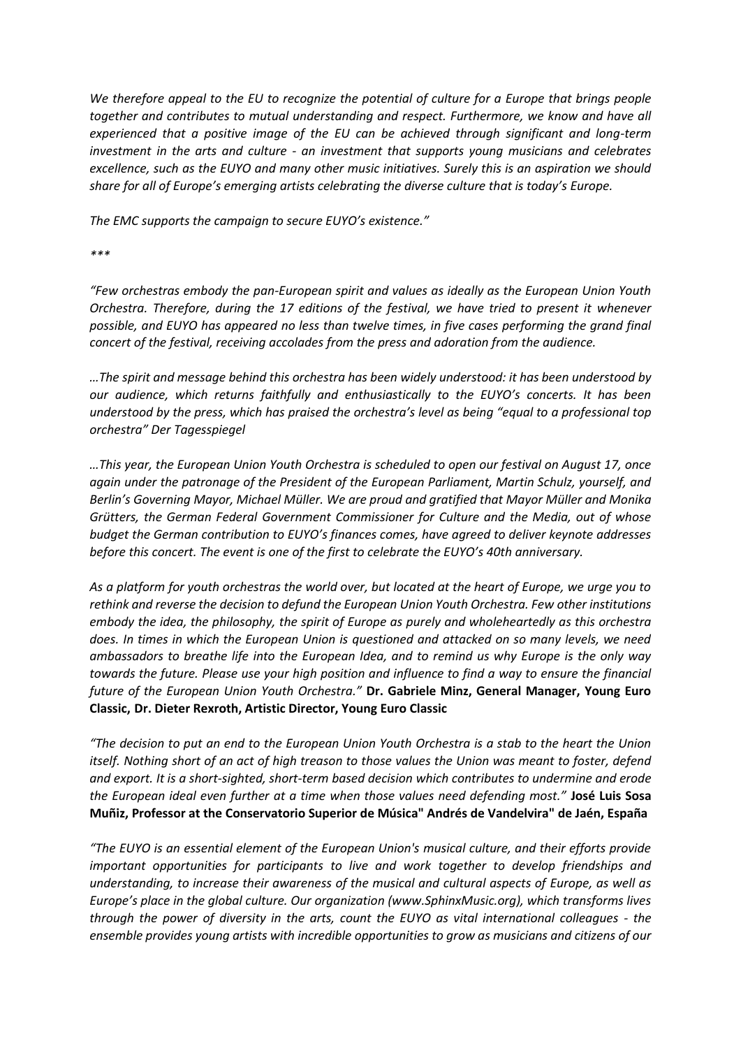*We therefore appeal to the EU to recognize the potential of culture for a Europe that brings people together and contributes to mutual understanding and respect. Furthermore, we know and have all experienced that a positive image of the EU can be achieved through significant and long-term investment in the arts and culture - an investment that supports young musicians and celebrates excellence, such as the EUYO and many other music initiatives. Surely this is an aspiration we should share for all of Europe's emerging artists celebrating the diverse culture that is today's Europe.*

*The EMC supports the campaign to secure EUYO's existence."*

*\*\*\**

*"Few orchestras embody the pan-European spirit and values as ideally as the European Union Youth Orchestra. Therefore, during the 17 editions of the festival, we have tried to present it whenever possible, and EUYO has appeared no less than twelve times, in five cases performing the grand final concert of the festival, receiving accolades from the press and adoration from the audience.*

*…The spirit and message behind this orchestra has been widely understood: it has been understood by our audience, which returns faithfully and enthusiastically to the EUYO's concerts. It has been understood by the press, which has praised the orchestra's level as being "equal to a professional top orchestra" Der Tagesspiegel*

*…This year, the European Union Youth Orchestra is scheduled to open our festival on August 17, once again under the patronage of the President of the European Parliament, Martin Schulz, yourself, and Berlin's Governing Mayor, Michael Müller. We are proud and gratified that Mayor Müller and Monika Grütters, the German Federal Government Commissioner for Culture and the Media, out of whose budget the German contribution to EUYO's finances comes, have agreed to deliver keynote addresses before this concert. The event is one of the first to celebrate the EUYO's 40th anniversary.*

*As a platform for youth orchestras the world over, but located at the heart of Europe, we urge you to rethink and reverse the decision to defund the European Union Youth Orchestra. Few other institutions embody the idea, the philosophy, the spirit of Europe as purely and wholeheartedly as this orchestra does. In times in which the European Union is questioned and attacked on so many levels, we need ambassadors to breathe life into the European Idea, and to remind us why Europe is the only way towards the future. Please use your high position and influence to find a way to ensure the financial future of the European Union Youth Orchestra."* **Dr. Gabriele Minz, General Manager, Young Euro Classic, Dr. Dieter Rexroth, Artistic Director, Young Euro Classic**

*"The decision to put an end to the European Union Youth Orchestra is a stab to the heart the Union itself. Nothing short of an act of high treason to those values the Union was meant to foster, defend and export. It is a short-sighted, short-term based decision which contributes to undermine and erode the European ideal even further at a time when those values need defending most."* **José Luis Sosa Muñiz, Professor at the Conservatorio Superior de Música" Andrés de Vandelvira" de Jaén, España**

*"The EUYO is an essential element of the European Union's musical culture, and their efforts provide important opportunities for participants to live and work together to develop friendships and understanding, to increase their awareness of the musical and cultural aspects of Europe, as well as Europe's place in the global culture. Our organization (www.SphinxMusic.org), which transforms lives through the power of diversity in the arts, count the EUYO as vital international colleagues - the ensemble provides young artists with incredible opportunities to grow as musicians and citizens of our*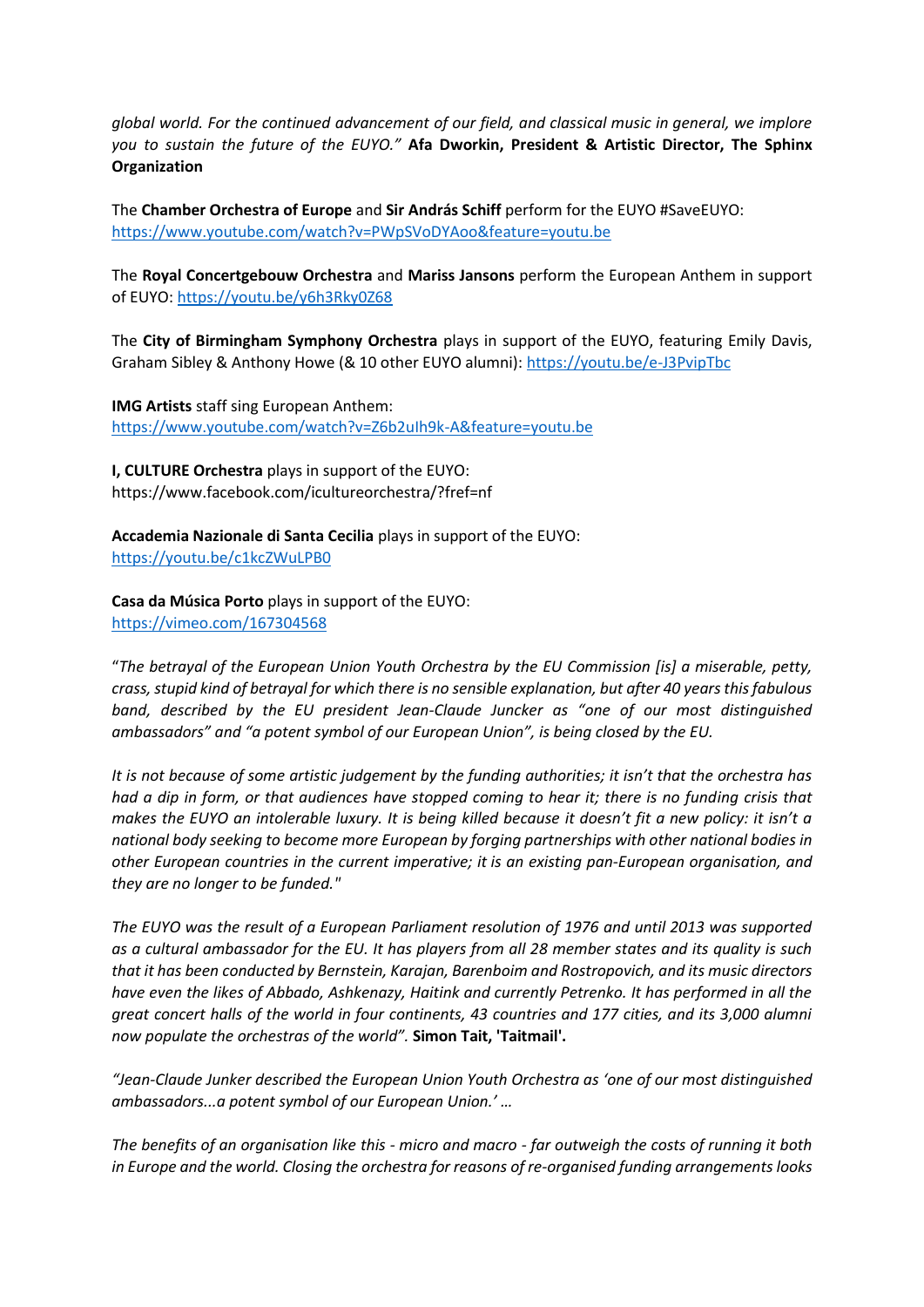*global world. For the continued advancement of our field, and classical music in general, we implore you to sustain the future of the EUYO."* **Afa Dworkin, President & Artistic Director, The Sphinx Organization**

The **Chamber Orchestra of Europe** and **Sir András Schiff** perform for the EUYO #SaveEUYO: https://www.youtube.com/watch?v=PWpSVoDYAoo&feature=youtu.be

The **Royal Concertgebouw Orchestra** and **Mariss Jansons** perform the European Anthem in support of EUYO: https://youtu.be/y6h3Rky0Z68

The **City of Birmingham Symphony Orchestra** plays in support of the EUYO, featuring Emily Davis, Graham Sibley & Anthony Howe (& 10 other EUYO alumni): https://youtu.be/e-J3PvipTbc

**IMG Artists** staff sing European Anthem: https://www.youtube.com/watch?v=Z6b2uIh9k-A&feature=youtu.be

**I, CULTURE Orchestra** plays in support of the EUYO: https://www.facebook.com/icultureorchestra/?fref=nf

**Accademia Nazionale di Santa Cecilia** plays in support of the EUYO: https://youtu.be/c1kcZWuLPB0

**Casa da Música Porto** plays in support of the EUYO: https://vimeo.com/167304568

"*The betrayal of the European Union Youth Orchestra by the EU Commission [is] a miserable, petty, crass, stupid kind of betrayal for which there is no sensible explanation, but after 40 years this fabulous band, described by the EU president Jean-Claude Juncker as "one of our most distinguished ambassadors" and "a potent symbol of our European Union", is being closed by the EU.*

*It is not because of some artistic judgement by the funding authorities; it isn't that the orchestra has had a dip in form, or that audiences have stopped coming to hear it; there is no funding crisis that makes the EUYO an intolerable luxury. It is being killed because it doesn't fit a new policy: it isn't a national body seeking to become more European by forging partnerships with other national bodies in other European countries in the current imperative; it is an existing pan-European organisation, and they are no longer to be funded."*

*The EUYO was the result of a European Parliament resolution of 1976 and until 2013 was supported as a cultural ambassador for the EU. It has players from all 28 member states and its quality is such that it has been conducted by Bernstein, Karajan, Barenboim and Rostropovich, and its music directors have even the likes of Abbado, Ashkenazy, Haitink and currently Petrenko. It has performed in all the great concert halls of the world in four continents, 43 countries and 177 cities, and its 3,000 alumni now populate the orchestras of the world".* **Simon Tait, 'Taitmail'.**

*"Jean-Claude Junker described the European Union Youth Orchestra as 'one of our most distinguished ambassadors...a potent symbol of our European Union.' …*

*The benefits of an organisation like this - micro and macro - far outweigh the costs of running it both in Europe and the world. Closing the orchestra for reasons of re-organised funding arrangements looks*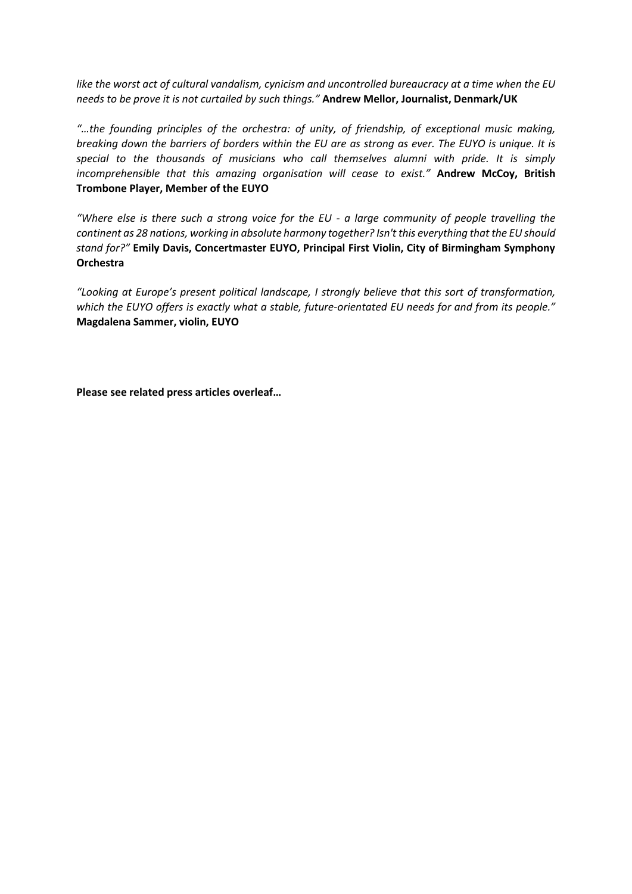*like the worst act of cultural vandalism, cynicism and uncontrolled bureaucracy at a time when the EU needs to be prove it is not curtailed by such things."* **Andrew Mellor, Journalist, Denmark/UK**

*"…the founding principles of the orchestra: of unity, of friendship, of exceptional music making, breaking down the barriers of borders within the EU are as strong as ever. The EUYO is unique. It is special to the thousands of musicians who call themselves alumni with pride. It is simply incomprehensible that this amazing organisation will cease to exist."* **Andrew McCoy, British Trombone Player, Member of the EUYO**

*"Where else is there such a strong voice for the EU - a large community of people travelling the continent as 28 nations, working in absolute harmony together? Isn't this everything that the EU should stand for?"* **Emily Davis, Concertmaster EUYO, Principal First Violin, City of Birmingham Symphony Orchestra**

*"Looking at Europe's present political landscape, I strongly believe that this sort of transformation, which the EUYO offers is exactly what a stable, future-orientated EU needs for and from its people."* **Magdalena Sammer, violin, EUYO**

**Please see related press articles overleaf…**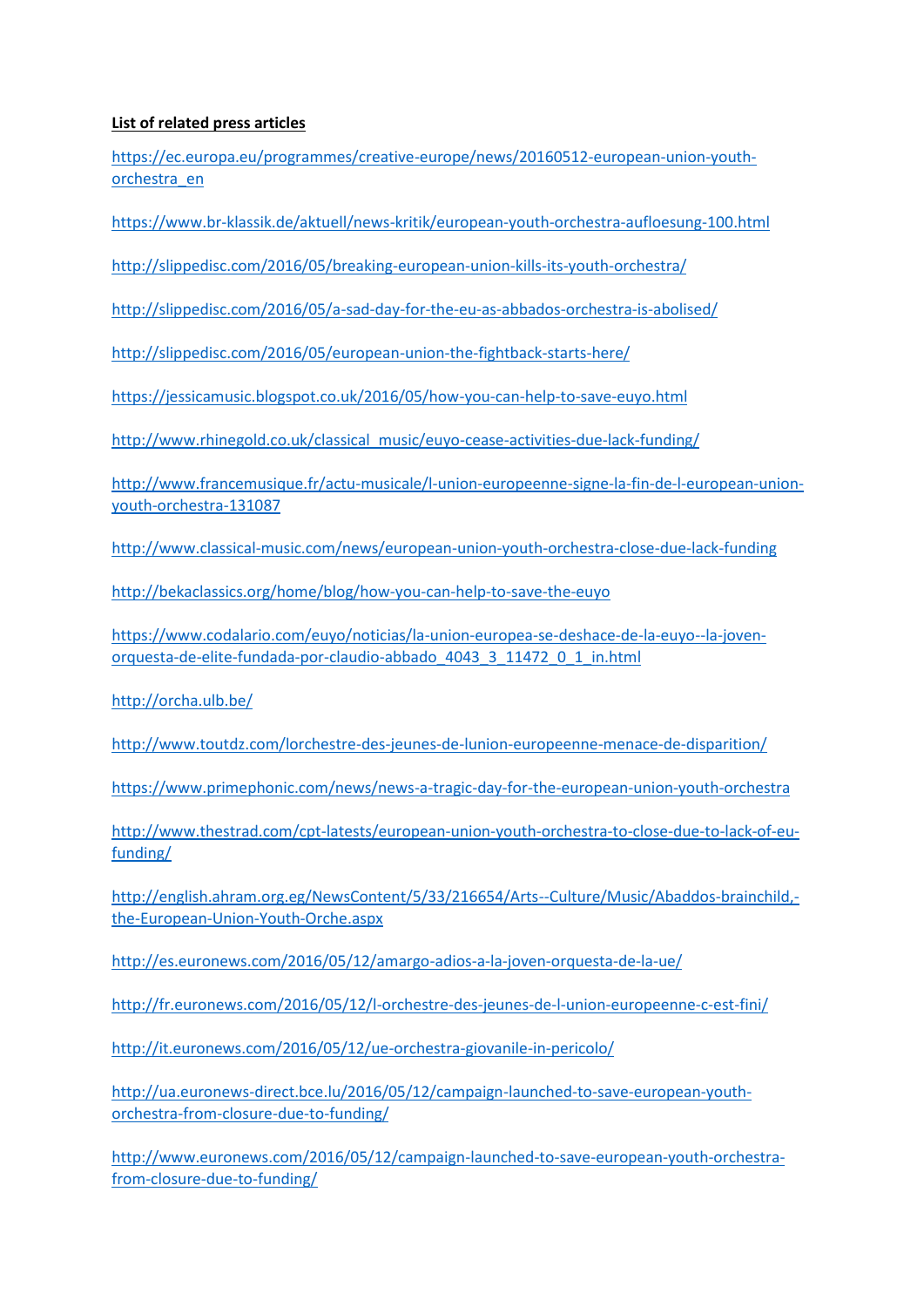**List of related press articles**

https://ec.europa.eu/programmes/creative-europe/news/20160512-european-union-youth-orchestra_en

https://www.br-klassik.de/aktuell/news-kritik/european-youth-orchestra-aufloesung-100.html

http://slippedisc.com/2016/05/breaking-european-union-kills-its-youth-orchestra/

http://slippedisc.com/2016/05/a-sad-day-for-the-eu-as-abbados-orchestra-is-abolised/

http://slippedisc.com/2016/05/european-union-the-fightback-starts-here/

https://jessicamusic.blogspot.co.uk/2016/05/how-you-can-help-to-save-euyo.html

http://www.rhinegold.co.uk/classical_music/euyo-cease-activities-due-lack-funding/

http://www.francemusique.fr/actu-musicale/l-union-europeenne-signe-la-fin-de-l-european-union-youth-orchestra-131087

http://www.classical-music.com/news/european-union-youth-orchestra-close-due-lack-funding

http://bekaclassics.org/home/blog/how-you-can-help-to-save-the-euyo

https://www.codalario.com/euyo/noticias/la-union-europea-se-deshace-de-la-euyo--la-joven-orquesta-de-elite-fundada-por-claudio-abbado_4043_3_11472_0_1_in.html

http://orcha.ulb.be/

http://www.toutdz.com/lorchestre-des-jeunes-de-lunion-europeenne-menace-de-disparition/

https://www.primephonic.com/news/news-a-tragic-day-for-the-european-union-youth-orchestra

http://www.thestrad.com/cpt-latests/european-union-youth-orchestra-to-close-due-to-lack-of-eu-funding/

http://english.ahram.org.eg/NewsContent/5/33/216654/Arts--Culture/Music/Abaddos-brainchild,-the-European-Union-Youth-Orche.aspx

http://es.euronews.com/2016/05/12/amargo-adios-a-la-joven-orquesta-de-la-ue/

http://fr.euronews.com/2016/05/12/l-orchestre-des-jeunes-de-l-union-europeenne-c-est-fini/

http://it.euronews.com/2016/05/12/ue-orchestra-giovanile-in-pericolo/

http://ua.euronews-direct.bce.lu/2016/05/12/campaign-launched-to-save-european-youth-orchestra-from-closure-due-to-funding/

http://www.euronews.com/2016/05/12/campaign-launched-to-save-european-youth-orchestra-from-closure-due-to-funding/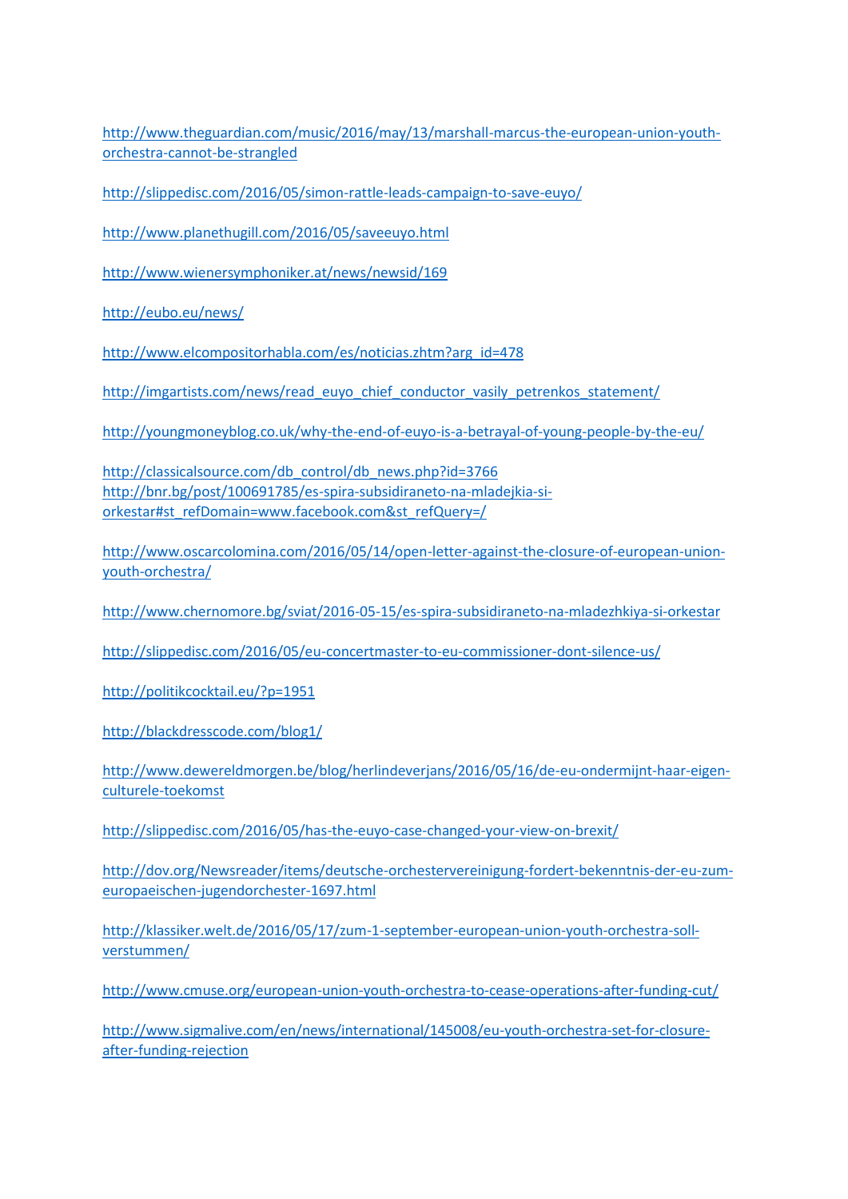http://www.theguardian.com/music/2016/may/13/marshall-marcus-the-european-union-youth-orchestra-cannot-be-strangled

http://slippedisc.com/2016/05/simon-rattle-leads-campaign-to-save-euyo/

http://www.planethugill.com/2016/05/saveeuyo.html

http://www.wienersymphoniker.at/news/newsid/169

http://eubo.eu/news/

http://www.elcompositorhabla.com/es/noticias.zhtm?arg_id=478

http://imgartists.com/news/read_euyo_chief_conductor_vasily_petrenkos_statement/

http://youngmoneyblog.co.uk/why-the-end-of-euyo-is-a-betrayal-of-young-people-by-the-eu/

http://classicalsource.com/db_control/db_news.php?id=3766
http://bnr.bg/post/100691785/es-spira-subsidiraneto-na-mladejkia-si-orkestar#st_refDomain=www.facebook.com&st_refQuery=/

http://www.oscarcolomina.com/2016/05/14/open-letter-against-the-closure-of-european-union-youth-orchestra/

http://www.chernomore.bg/sviat/2016-05-15/es-spira-subsidiraneto-na-mladezhkiya-si-orkestar

http://slippedisc.com/2016/05/eu-concertmaster-to-eu-commissioner-dont-silence-us/

http://politikcocktail.eu/?p=1951

http://blackdresscode.com/blog1/

http://www.dewereldmorgen.be/blog/herlindeverjans/2016/05/16/de-eu-ondermijnt-haar-eigen-culturele-toekomst

http://slippedisc.com/2016/05/has-the-euyo-case-changed-your-view-on-brexit/

http://dov.org/Newsreader/items/deutsche-orchestervereinigung-fordert-bekenntnis-der-eu-zum-europaeischen-jugendorchester-1697.html

http://klassiker.welt.de/2016/05/17/zum-1-september-european-union-youth-orchestra-soll-verstummen/

http://www.cmuse.org/european-union-youth-orchestra-to-cease-operations-after-funding-cut/

http://www.sigmalive.com/en/news/international/145008/eu-youth-orchestra-set-for-closure-after-funding-rejection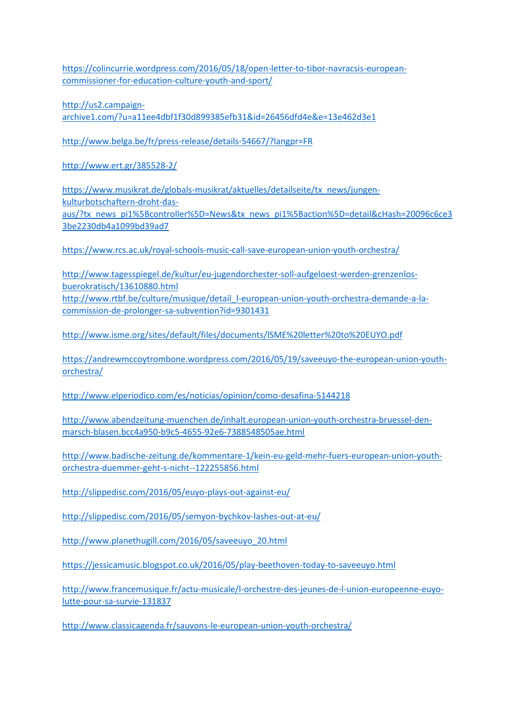https://colincurrie.wordpress.com/2016/05/18/open-letter-to-tibor-navracsis-european-commissioner-for-education-culture-youth-and-sport/

http://us2.campaign-archive1.com/?u=a11ee4dbf1f30d899385efb31&id=26456dfd4e&e=13e462d3e1

http://www.belga.be/fr/press-release/details-54667/?langpr=FR

http://www.ert.gr/385528-2/

https://www.musikrat.de/globals-musikrat/aktuelles/detailseite/tx_news/jungen-kulturbotschaftern-droht-das-aus/?tx_news_pi1%5Bcontroller%5D=News&tx_news_pi1%5Baction%5D=detail&cHash=20096c6ce33be2230db4a1099bd39ad7

https://www.rcs.ac.uk/royal-schools-music-call-save-european-union-youth-orchestra/

http://www.tagesspiegel.de/kultur/eu-jugendorchester-soll-aufgeloest-werden-grenzenlos-buerokratisch/13610880.html
http://www.rtbf.be/culture/musique/detail_l-european-union-youth-orchestra-demande-a-la-commission-de-prolonger-sa-subvention?id=9301431

http://www.isme.org/sites/default/files/documents/ISME%20letter%20to%20EUYO.pdf

https://andrewmccoytrombone.wordpress.com/2016/05/19/saveeuyo-the-european-union-youth-orchestra/

http://www.elperiodico.com/es/noticias/opinion/como-desafina-5144218

http://www.abendzeitung-muenchen.de/inhalt.european-union-youth-orchestra-bruessel-den-marsch-blasen.bcc4a950-b9c5-4655-92e6-7388548505ae.html

http://www.badische-zeitung.de/kommentare-1/kein-eu-geld-mehr-fuers-european-union-youth-orchestra-duemmer-geht-s-nicht--122255856.html

http://slippedisc.com/2016/05/euyo-plays-out-against-eu/

http://slippedisc.com/2016/05/semyon-bychkov-lashes-out-at-eu/

http://www.planethugill.com/2016/05/saveeuyo_20.html

https://jessicamusic.blogspot.co.uk/2016/05/play-beethoven-today-to-saveeuyo.html

http://www.francemusique.fr/actu-musicale/l-orchestre-des-jeunes-de-l-union-europeenne-euyo-lutte-pour-sa-survie-131837

http://www.classicagenda.fr/sauvons-le-european-union-youth-orchestra/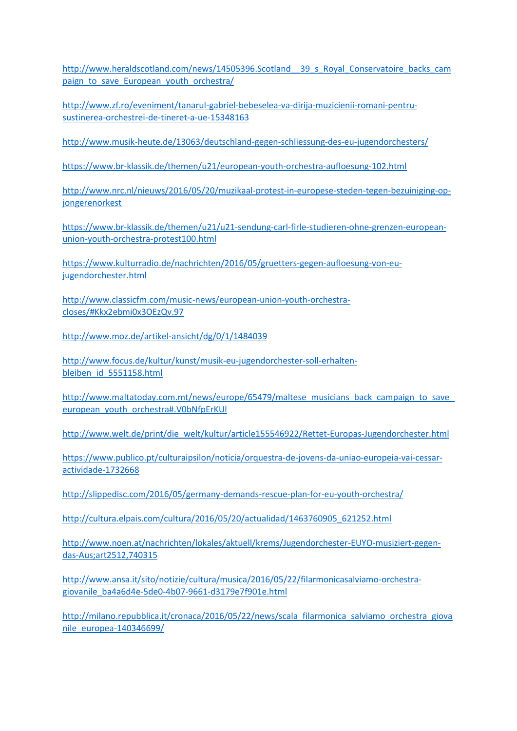http://www.heraldscotland.com/news/14505396.Scotland__39_s_Royal_Conservatoire_backs_campaign_to_save_European_youth_orchestra/

http://www.zf.ro/eveniment/tanarul-gabriel-bebeselea-va-dirija-muzicienii-romani-pentru-sustinerea-orchestrei-de-tineret-a-ue-15348163

http://www.musik-heute.de/13063/deutschland-gegen-schliessung-des-eu-jugendorchesters/

https://www.br-klassik.de/themen/u21/european-youth-orchestra-aufloesung-102.html

http://www.nrc.nl/nieuws/2016/05/20/muzikaal-protest-in-europese-steden-tegen-bezuiniging-op-jongerenorkest

https://www.br-klassik.de/themen/u21/u21-sendung-carl-firle-studieren-ohne-grenzen-european-union-youth-orchestra-protest100.html

https://www.kulturradio.de/nachrichten/2016/05/gruetters-gegen-aufloesung-von-eu-jugendorchester.html

http://www.classicfm.com/music-news/european-union-youth-orchestra-closes/#Kkx2ebmi0x3OEzQv.97

http://www.moz.de/artikel-ansicht/dg/0/1/1484039

http://www.focus.de/kultur/kunst/musik-eu-jugendorchester-soll-erhalten-bleiben_id_5551158.html

http://www.maltatoday.com.mt/news/europe/65479/maltese_musicians_back_campaign_to_save_european_youth_orchestra#.V0bNfpErKUl

http://www.welt.de/print/die_welt/kultur/article155546922/Rettet-Europas-Jugendorchester.html

https://www.publico.pt/culturaipsilon/noticia/orquestra-de-jovens-da-uniao-europeia-vai-cessar-actividade-1732668

http://slippedisc.com/2016/05/germany-demands-rescue-plan-for-eu-youth-orchestra/

http://cultura.elpais.com/cultura/2016/05/20/actualidad/1463760905_621252.html

http://www.noen.at/nachrichten/lokales/aktuell/krems/Jugendorchester-EUYO-musiziert-gegen-das-Aus;art2512,740315

http://www.ansa.it/sito/notizie/cultura/musica/2016/05/22/filarmonicasalviamo-orchestra-giovanile_ba4a6d4e-5de0-4b07-9661-d3179e7f901e.html

http://milano.repubblica.it/cronaca/2016/05/22/news/scala_filarmonica_salviamo_orchestra_giovanile_europea-140346699/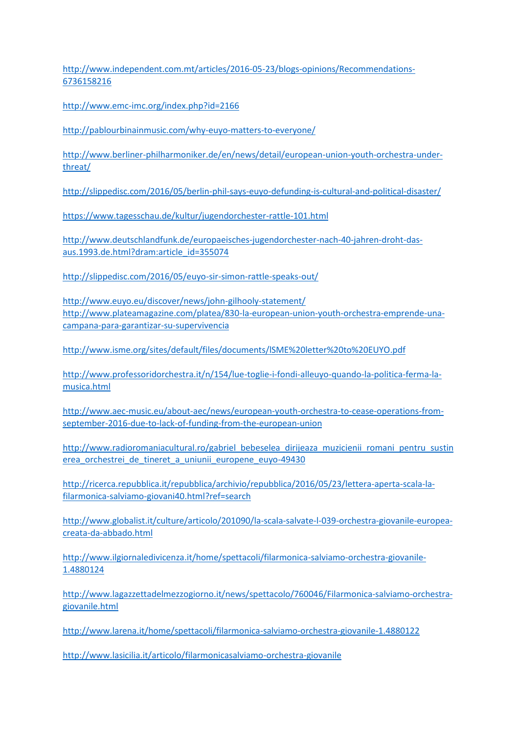http://www.independent.com.mt/articles/2016-05-23/blogs-opinions/Recommendations-6736158216

http://www.emc-imc.org/index.php?id=2166

http://pablourbinainmusic.com/why-euyo-matters-to-everyone/

http://www.berliner-philharmoniker.de/en/news/detail/european-union-youth-orchestra-under-threat/

http://slippedisc.com/2016/05/berlin-phil-says-euyo-defunding-is-cultural-and-political-disaster/

https://www.tagesschau.de/kultur/jugendorchester-rattle-101.html

http://www.deutschlandfunk.de/europaeisches-jugendorchester-nach-40-jahren-droht-das-aus.1993.de.html?dram:article_id=355074

http://slippedisc.com/2016/05/euyo-sir-simon-rattle-speaks-out/

http://www.euyo.eu/discover/news/john-gilhooly-statement/
http://www.plateamagazine.com/platea/830-la-european-union-youth-orchestra-emprende-una-campana-para-garantizar-su-supervivencia

http://www.isme.org/sites/default/files/documents/ISME%20letter%20to%20EUYO.pdf

http://www.professoridorchestra.it/n/154/lue-toglie-i-fondi-alleuyo-quando-la-politica-ferma-la-musica.html

http://www.aec-music.eu/about-aec/news/european-youth-orchestra-to-cease-operations-from-september-2016-due-to-lack-of-funding-from-the-european-union

http://www.radioromaniacultural.ro/gabriel_bebeselea_dirijeaza_muzicienii_romani_pentru_sustinerea_orchestrei_de_tineret_a_uniunii_europene_euyo-49430

http://ricerca.repubblica.it/repubblica/archivio/repubblica/2016/05/23/lettera-aperta-scala-la-filarmonica-salviamo-giovani40.html?ref=search

http://www.globalist.it/culture/articolo/201090/la-scala-salvate-l-039-orchestra-giovanile-europea-creata-da-abbado.html

http://www.ilgiornaledivicenza.it/home/spettacoli/filarmonica-salviamo-orchestra-giovanile-1.4880124

http://www.lagazzettadelmezzogiorno.it/news/spettacolo/760046/Filarmonica-salviamo-orchestra-giovanile.html

http://www.larena.it/home/spettacoli/filarmonica-salviamo-orchestra-giovanile-1.4880122

http://www.lasicilia.it/articolo/filarmonicasalviamo-orchestra-giovanile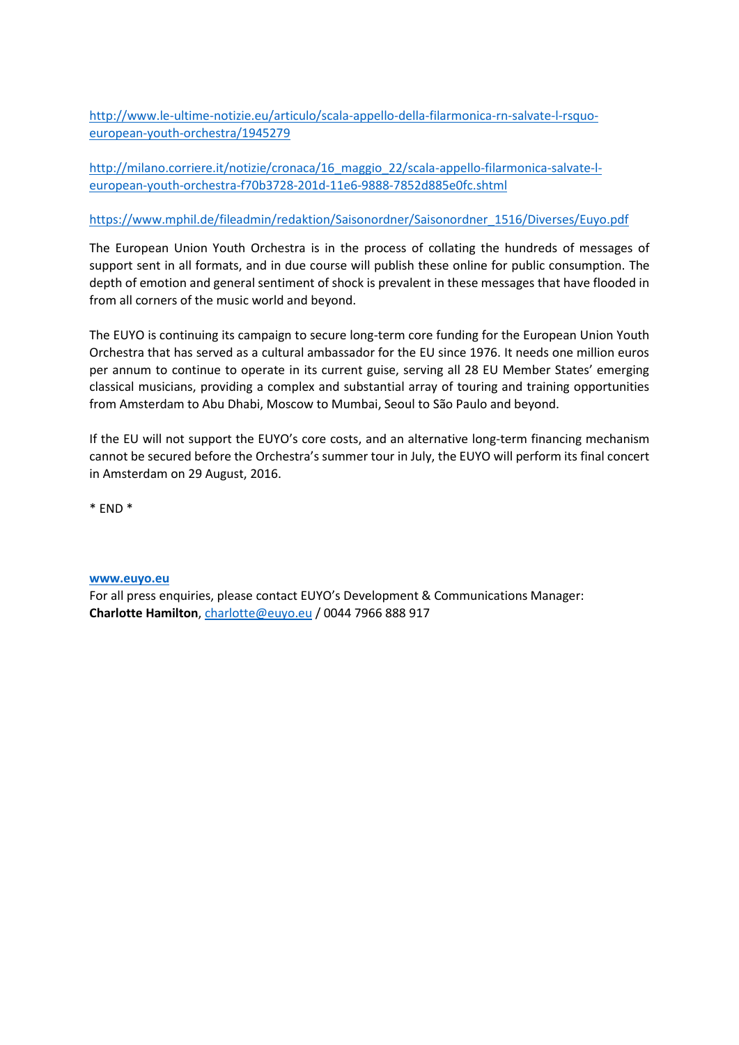[http://www.le-ultime-notizie.eu/articulo/scala-appello-della-filarmonica-rn-salvate-l-rsquo-european-youth-orchestra/1945279](http://www.le-ultime-notizie.eu/articulo/scala-appello-della-filarmonica-rn-salvate-l-rsquo-european-youth-orchestra/1945279)

[http://milano.corriere.it/notizie/cronaca/16_maggio_22/scala-appello-filarmonica-salvate-l-european-youth-orchestra-f70b3728-201d-11e6-9888-7852d885e0fc.shtml](http://milano.corriere.it/notizie/cronaca/16_maggio_22/scala-appello-filarmonica-salvate-l-european-youth-orchestra-f70b3728-201d-11e6-9888-7852d885e0fc.shtml)

[https://www.mphil.de/fileadmin/redaktion/Saisonordner/Saisonordner_1516/Diverses/Euyo.pdf](https://www.mphil.de/fileadmin/redaktion/Saisonordner/Saisonordner_1516/Diverses/Euyo.pdf)

The European Union Youth Orchestra is in the process of collating the hundreds of messages of support sent in all formats, and in due course will publish these online for public consumption. The depth of emotion and general sentiment of shock is prevalent in these messages that have flooded in from all corners of the music world and beyond.

The EUYO is continuing its campaign to secure long-term core funding for the European Union Youth Orchestra that has served as a cultural ambassador for the EU since 1976. It needs one million euros per annum to continue to operate in its current guise, serving all 28 EU Member States' emerging classical musicians, providing a complex and substantial array of touring and training opportunities from Amsterdam to Abu Dhabi, Moscow to Mumbai, Seoul to São Paulo and beyond.

If the EU will not support the EUYO's core costs, and an alternative long-term financing mechanism cannot be secured before the Orchestra's summer tour in July, the EUYO will perform its final concert in Amsterdam on 29 August, 2016.

* END *

**[www.euyo.eu](http://www.euyo.eu)**
For all press enquiries, please contact EUYO's Development & Communications Manager:
**Charlotte Hamilton**, [charlotte@euyo.eu](mailto:charlotte@euyo.eu) / 0044 7966 888 917